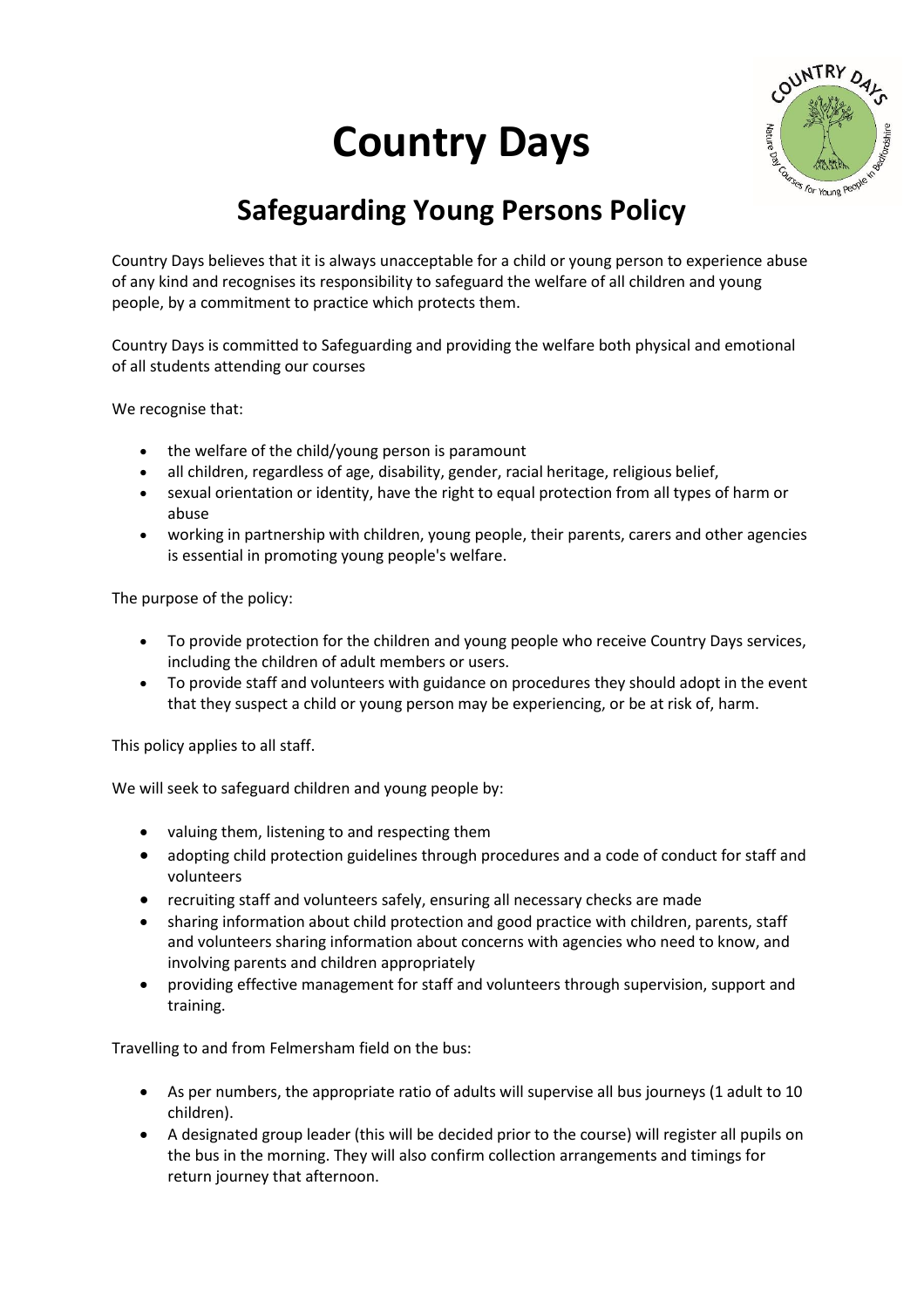# Country Days

## Safeguarding Young Persons Policy

Country Days believes that it is always unacceptable for a child or young person to experience abuse of any kind and recognises its responsibility to safeguard the welfare of all children and young people, by a commitment to practice which protects them.

Country Days is committed to Safeguarding and providing the welfare both physical and emotional of all students attending our courses

We recognise that:

- the welfare of the child/young person is paramount
- all children, regardless of age, disability, gender, racial heritage, religious belief,
- sexual orientation or identity, have the right to equal protection from all types of harm or abuse
- working in partnership with children, young people, their parents, carers and other agencies is essential in promoting young people's welfare.

The purpose of the policy:

- To provide protection for the children and young people who receive Country Days services, including the children of adult members or users.
- To provide staff and volunteers with guidance on procedures they should adopt in the event that they suspect a child or young person may be experiencing, or be at risk of, harm.

This policy applies to all staff.

We will seek to safeguard children and young people by:

- valuing them, listening to and respecting them
- adopting child protection guidelines through procedures and a code of conduct for staff and volunteers
- recruiting staff and volunteers safely, ensuring all necessary checks are made
- sharing information about child protection and good practice with children, parents, staff and volunteers sharing information about concerns with agencies who need to know, and involving parents and children appropriately
- providing effective management for staff and volunteers through supervision, support and training.

Travelling to and from Felmersham field on the bus:

- As per numbers, the appropriate ratio of adults will supervise all bus journeys (1 adult to 10 children).
- A designated group leader (this will be decided prior to the course) will register all pupils on the bus in the morning. They will also confirm collection arrangements and timings for return journey that afternoon.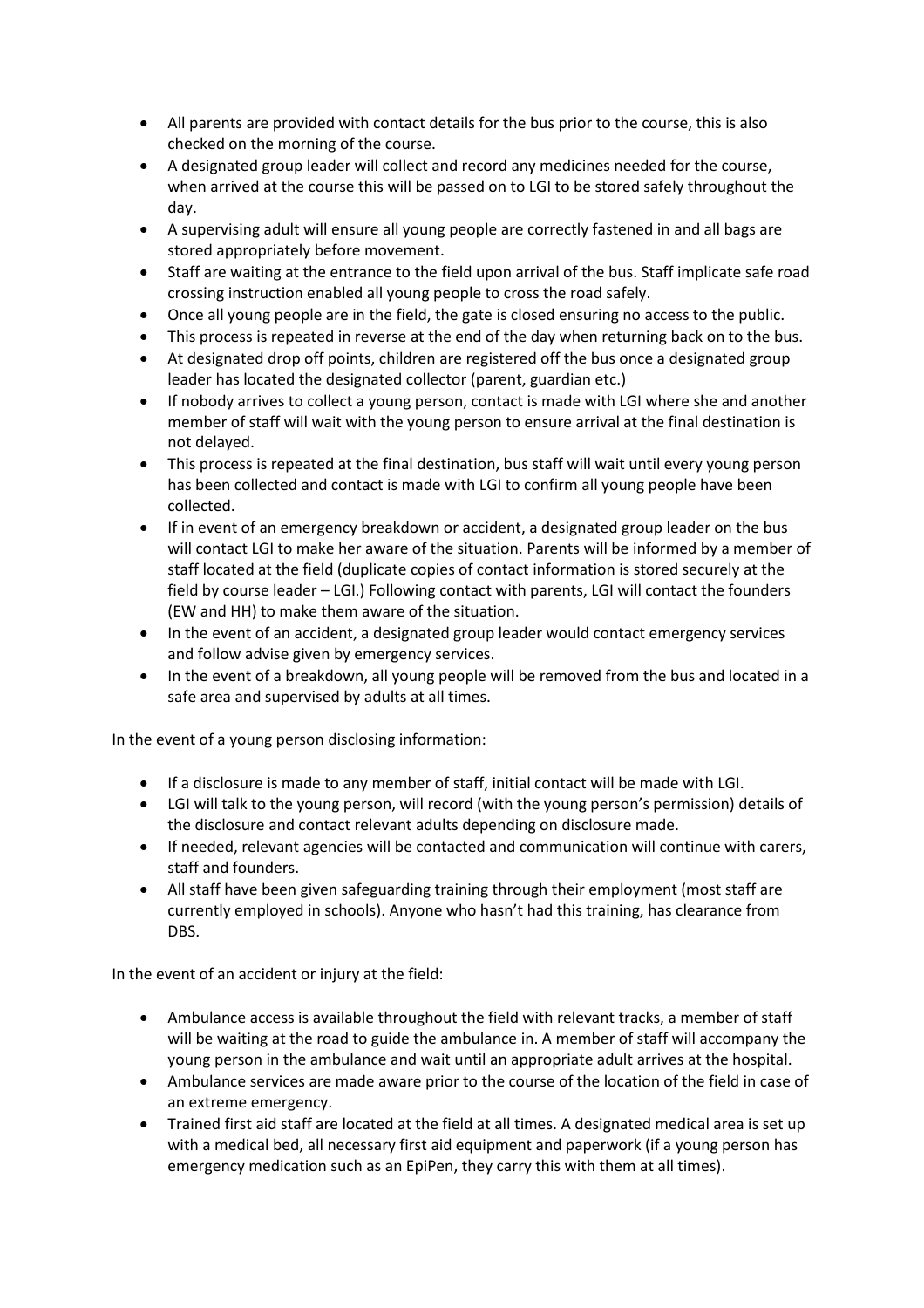- All parents are provided with contact details for the bus prior to the course, this is also checked on the morning of the course.
- A designated group leader will collect and record any medicines needed for the course, when arrived at the course this will be passed on to LGI to be stored safely throughout the day.
- A supervising adult will ensure all young people are correctly fastened in and all bags are stored appropriately before movement.
- Staff are waiting at the entrance to the field upon arrival of the bus. Staff implicate safe road crossing instruction enabled all young people to cross the road safely.
- Once all young people are in the field, the gate is closed ensuring no access to the public.
- This process is repeated in reverse at the end of the day when returning back on to the bus.
- At designated drop off points, children are registered off the bus once a designated group leader has located the designated collector (parent, guardian etc.)
- If nobody arrives to collect a young person, contact is made with LGI where she and another member of staff will wait with the young person to ensure arrival at the final destination is not delayed.
- This process is repeated at the final destination, bus staff will wait until every young person has been collected and contact is made with LGI to confirm all young people have been collected.
- If in event of an emergency breakdown or accident, a designated group leader on the bus will contact LGI to make her aware of the situation. Parents will be informed by a member of staff located at the field (duplicate copies of contact information is stored securely at the field by course leader – LGI.) Following contact with parents, LGI will contact the founders (EW and HH) to make them aware of the situation.
- In the event of an accident, a designated group leader would contact emergency services and follow advise given by emergency services.
- In the event of a breakdown, all young people will be removed from the bus and located in a safe area and supervised by adults at all times.

In the event of a young person disclosing information:

- If a disclosure is made to any member of staff, initial contact will be made with LGI.
- LGI will talk to the young person, will record (with the young person's permission) details of the disclosure and contact relevant adults depending on disclosure made.
- If needed, relevant agencies will be contacted and communication will continue with carers, staff and founders.
- All staff have been given safeguarding training through their employment (most staff are currently employed in schools). Anyone who hasn't had this training, has clearance from DBS.

In the event of an accident or injury at the field:

- Ambulance access is available throughout the field with relevant tracks, a member of staff will be waiting at the road to guide the ambulance in. A member of staff will accompany the young person in the ambulance and wait until an appropriate adult arrives at the hospital.
- Ambulance services are made aware prior to the course of the location of the field in case of an extreme emergency.
- Trained first aid staff are located at the field at all times. A designated medical area is set up with a medical bed, all necessary first aid equipment and paperwork (if a young person has emergency medication such as an EpiPen, they carry this with them at all times).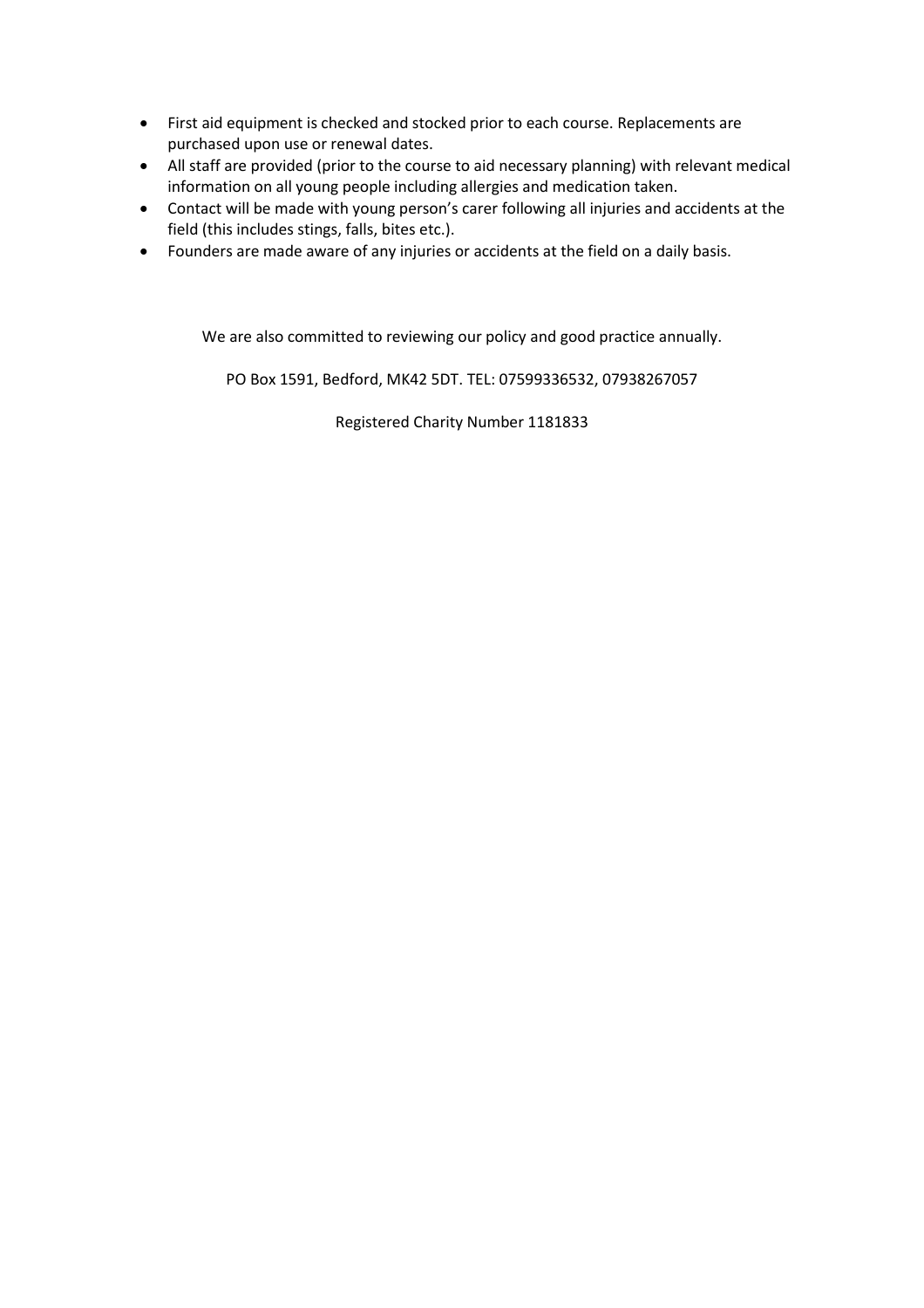- First aid equipment is checked and stocked prior to each course. Replacements are purchased upon use or renewal dates.
- All staff are provided (prior to the course to aid necessary planning) with relevant medical information on all young people including allergies and medication taken.
- Contact will be made with young person's carer following all injuries and accidents at the field (this includes stings, falls, bites etc.).
- Founders are made aware of any injuries or accidents at the field on a daily basis.

We are also committed to reviewing our policy and good practice annually.

PO Box 1591, Bedford, MK42 5DT. TEL: 07599336532, 07938267057

Registered Charity Number 1181833